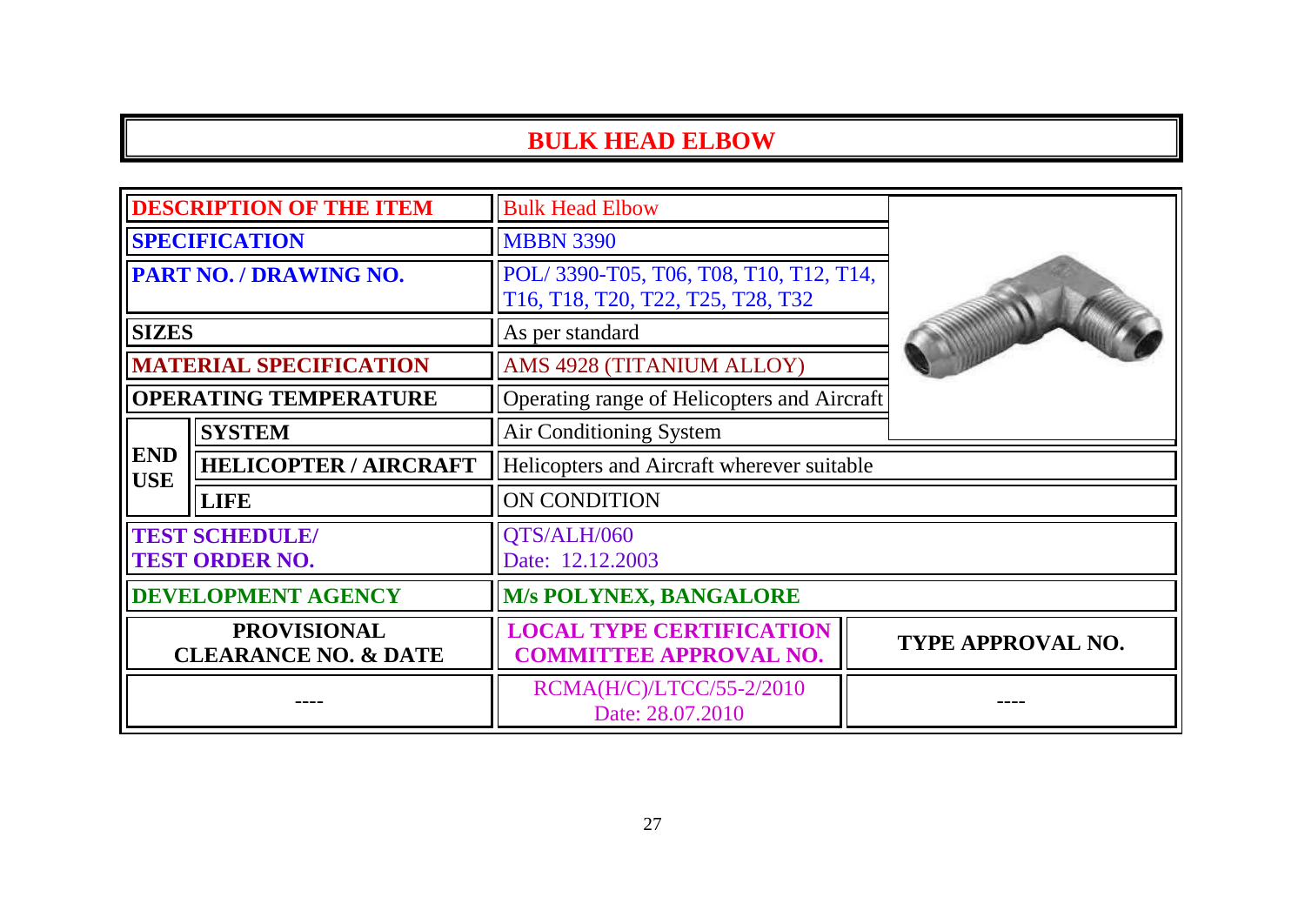# BULK HEAD ELBOW

| | | |
|---|---|---|
| **DESCRIPTION OF THE ITEM** | | Bulk Head Elbow |
| **SPECIFICATION** | | MBBN 3390 |
| **PART NO. / DRAWING NO.** | | POL/ 3390-T05, T06, T08, T10, T12, T14, T16, T18, T20, T22, T25, T28, T32 |
| **SIZES** | | As per standard |
| **MATERIAL SPECIFICATION** | | AMS 4928 (TITANIUM ALLOY) |
| **OPERATING TEMPERATURE** | | Operating range of Helicopters and Aircraft |
| **END USE** | **SYSTEM** | Air Conditioning System |
| | **HELICOPTER / AIRCRAFT** | Helicopters and Aircraft wherever suitable |
| | **LIFE** | ON CONDITION |
| **TEST SCHEDULE/ TEST ORDER NO.** | | QTS/ALH/060 Date: 12.12.2003 |
| **DEVELOPMENT AGENCY** | | **M/s POLYNEX, BANGALORE** |

| **PROVISIONAL CLEARANCE NO. & DATE** | **LOCAL TYPE CERTIFICATION COMMITTEE APPROVAL NO.** | **TYPE APPROVAL NO.** |
|---|---|---|
| ---- | RCMA(H/C)/LTCC/55-2/2010 Date: 28.07.2010 | ---- |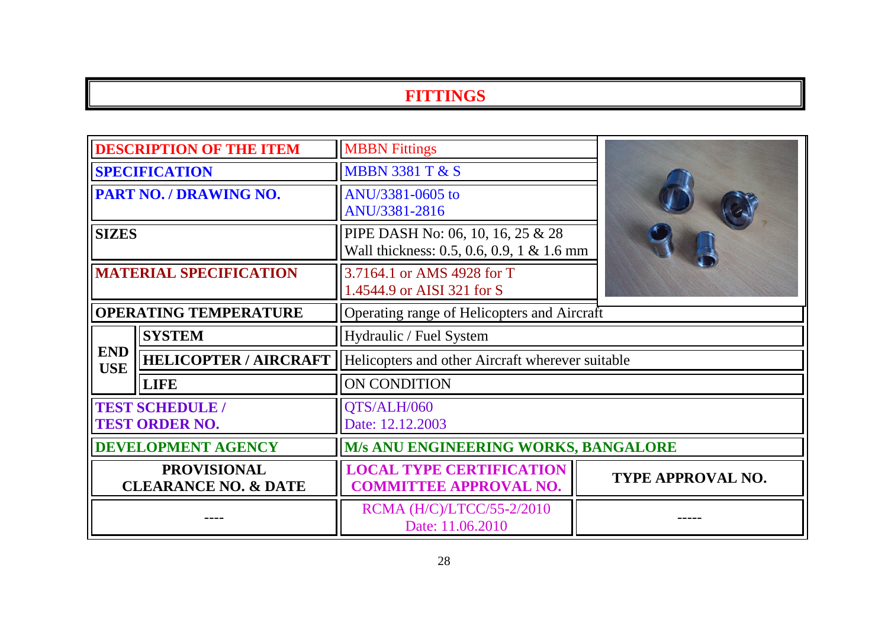# FITTINGS

| DESCRIPTION OF THE ITEM | | MBBN Fittings | |
|---|---|---|---|
| SPECIFICATION | | MBBN 3381 T & S | |
| PART NO. / DRAWING NO. | | ANU/3381-0605 to ANU/3381-2816 | |
| SIZES | | PIPE DASH No: 06, 10, 16, 25 & 28<br>Wall thickness: 0.5, 0.6, 0.9, 1 & 1.6 mm | |
| MATERIAL SPECIFICATION | | 3.7164.1 or AMS 4928 for T<br>1.4544.9 or AISI 321 for S | |
| OPERATING TEMPERATURE | | Operating range of Helicopters and Aircraft | |
| END USE | SYSTEM | Hydraulic / Fuel System | |
| | HELICOPTER / AIRCRAFT | Helicopters and other Aircraft wherever suitable | |
| | LIFE | ON CONDITION | |
| TEST SCHEDULE / TEST ORDER NO. | | QTS/ALH/060<br>Date: 12.12.2003 | |
| DEVELOPMENT AGENCY | | M/s ANU ENGINEERING WORKS, BANGALORE | |
| PROVISIONAL CLEARANCE NO. & DATE | | LOCAL TYPE CERTIFICATION COMMITTEE APPROVAL NO. | TYPE APPROVAL NO. |
| ---- | | RCMA (H/C)/LTCC/55-2/2010<br>Date: 11.06.2010 | ----- |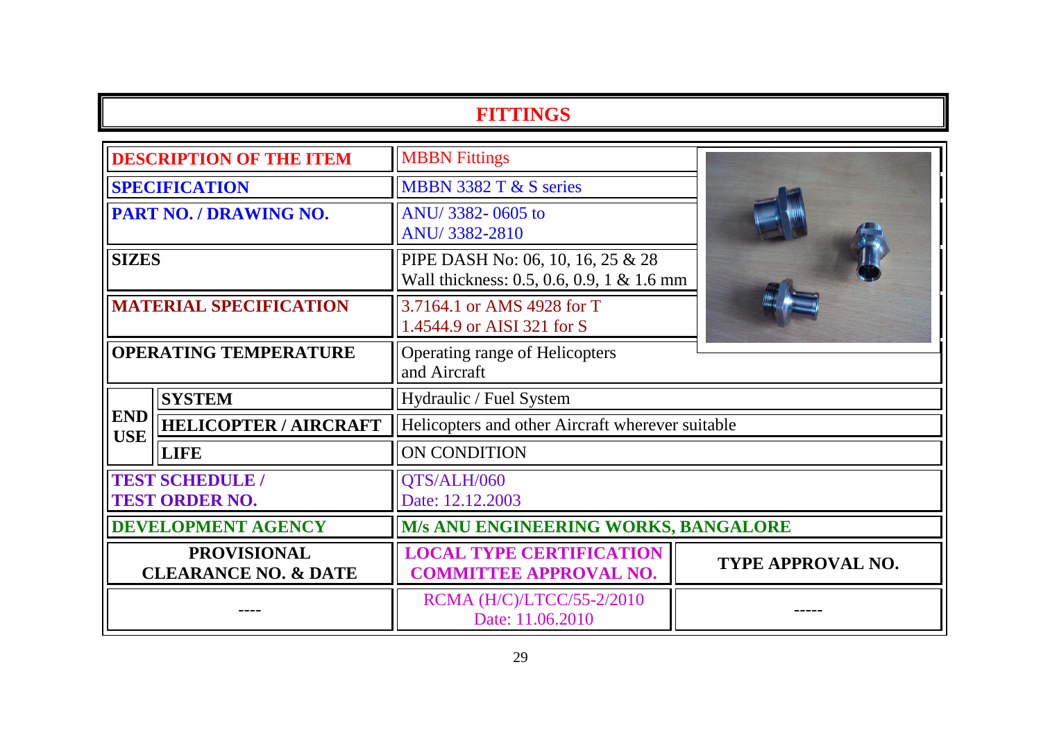# FITTINGS

| | | | |
|---|---|---|---|
| **DESCRIPTION OF THE ITEM** | | MBBN Fittings | |
| **SPECIFICATION** | | MBBN 3382 T & S series | |
| **PART NO. / DRAWING NO.** | | ANU/ 3382- 0605 to<br>ANU/ 3382-2810 | |
| **SIZES** | | PIPE DASH No: 06, 10, 16, 25 & 28<br>Wall thickness: 0.5, 0.6, 0.9, 1 & 1.6 mm | |
| **MATERIAL SPECIFICATION** | | 3.7164.1 or AMS 4928 for T<br>1.4544.9 or AISI 321 for S | |
| **OPERATING TEMPERATURE** | | Operating range of Helicopters and Aircraft | |
| **END USE** | **SYSTEM** | Hydraulic / Fuel System | |
| | **HELICOPTER / AIRCRAFT** | Helicopters and other Aircraft wherever suitable | |
| | **LIFE** | ON CONDITION | |
| **TEST SCHEDULE / TEST ORDER NO.** | | QTS/ALH/060<br>Date: 12.12.2003 | |
| **DEVELOPMENT AGENCY** | | **M/s ANU ENGINEERING WORKS, BANGALORE** | |
| **PROVISIONAL CLEARANCE NO. & DATE** | | **LOCAL TYPE CERTIFICATION COMMITTEE APPROVAL NO.** | **TYPE APPROVAL NO.** |
| ---- | | RCMA (H/C)/LTCC/55-2/2010<br>Date: 11.06.2010 | ----- |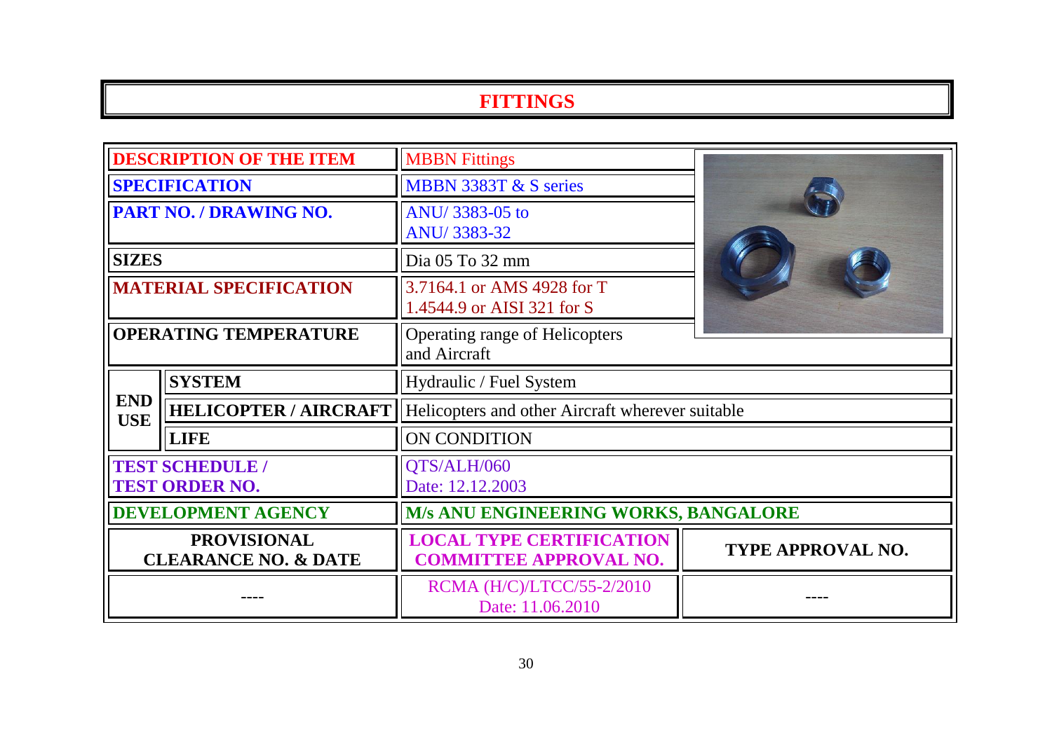# FITTINGS

| | | |
|---|---|---|
| **DESCRIPTION OF THE ITEM** | | MBBN Fittings |
| **SPECIFICATION** | | MBBN 3383T & S series |
| **PART NO. / DRAWING NO.** | | ANU/ 3383-05 to ANU/ 3383-32 |
| **SIZES** | | Dia 05 To 32 mm |
| **MATERIAL SPECIFICATION** | | 3.7164.1 or AMS 4928 for T<br>1.4544.9 or AISI 321 for S |
| **OPERATING TEMPERATURE** | | Operating range of Helicopters and Aircraft |
| **END USE** | **SYSTEM** | Hydraulic / Fuel System |
| | **HELICOPTER / AIRCRAFT** | Helicopters and other Aircraft wherever suitable |
| | **LIFE** | ON CONDITION |
| **TEST SCHEDULE / TEST ORDER NO.** | | QTS/ALH/060<br>Date: 12.12.2003 |
| **DEVELOPMENT AGENCY** | | **M/s ANU ENGINEERING WORKS, BANGALORE** |

| **PROVISIONAL CLEARANCE NO. & DATE** | **LOCAL TYPE CERTIFICATION COMMITTEE APPROVAL NO.** | **TYPE APPROVAL NO.** |
|---|---|---|
| ---- | RCMA (H/C)/LTCC/55-2/2010<br>Date: 11.06.2010 | ---- |